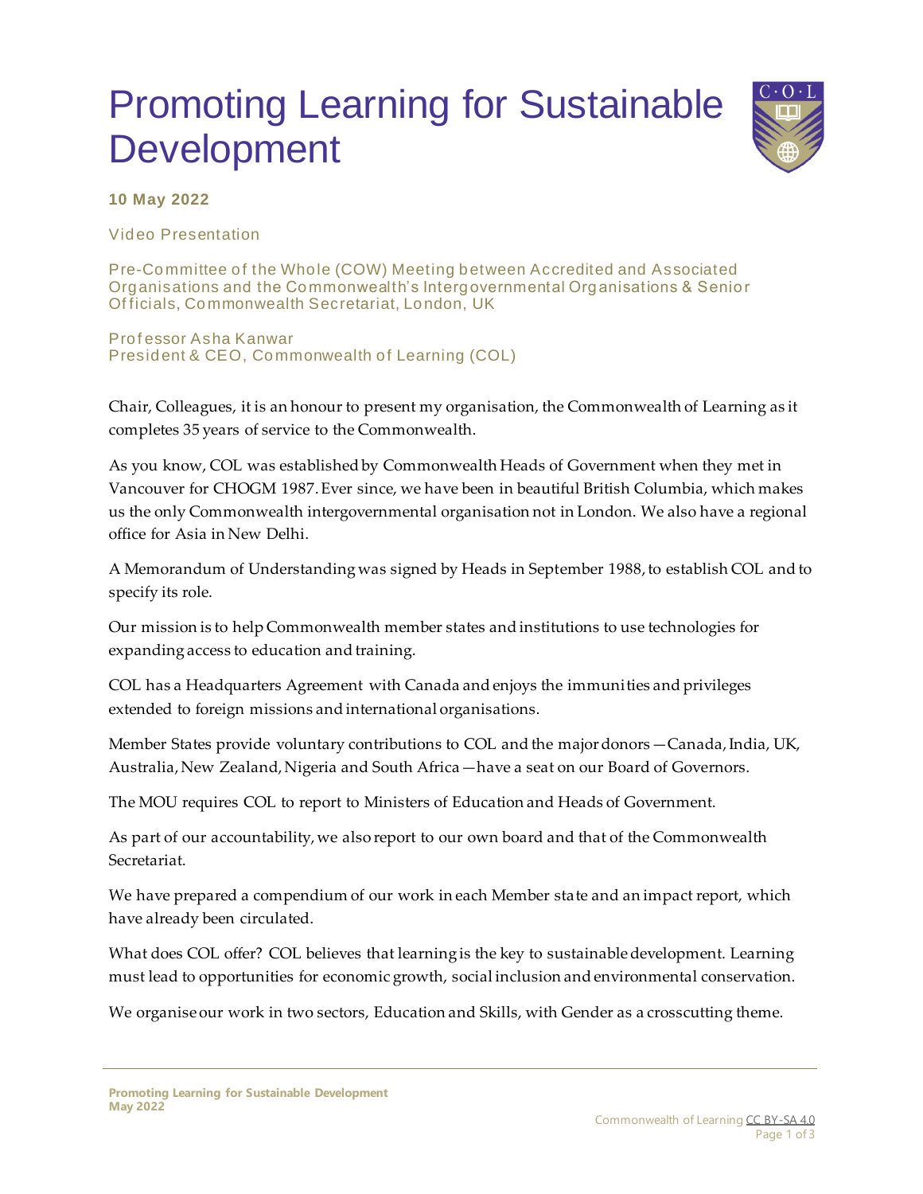# Promoting Learning for Sustainable Development

**10 May 2022**

Video Presentation

Pre-Committee of the Whole (COW) Meeting between Accredited and Associated Organisations and the Commonwealth's Intergovernmental Organisations & Senior Officials, Commonwealth Secretariat, London, UK

Professor Asha Kanwar
President & CEO, Commonwealth of Learning (COL)

Chair, Colleagues, it is an honour to present my organisation, the Commonwealth of Learning as it completes 35 years of service to the Commonwealth.

As you know, COL was established by Commonwealth Heads of Government when they met in Vancouver for CHOGM 1987. Ever since, we have been in beautiful British Columbia, which makes us the only Commonwealth intergovernmental organisation not in London. We also have a regional office for Asia in New Delhi.

A Memorandum of Understanding was signed by Heads in September 1988, to establish COL and to specify its role.

Our mission is to help Commonwealth member states and institutions to use technologies for expanding access to education and training.

COL has a Headquarters Agreement with Canada and enjoys the immunities and privileges extended to foreign missions and international organisations.

Member States provide voluntary contributions to COL and the major donors—Canada, India, UK, Australia, New Zealand, Nigeria and South Africa—have a seat on our Board of Governors.

The MOU requires COL to report to Ministers of Education and Heads of Government.

As part of our accountability, we also report to our own board and that of the Commonwealth Secretariat.

We have prepared a compendium of our work in each Member state and an impact report, which have already been circulated.

What does COL offer? COL believes that learning is the key to sustainable development. Learning must lead to opportunities for economic growth, social inclusion and environmental conservation.

We organise our work in two sectors, Education and Skills, with Gender as a crosscutting theme.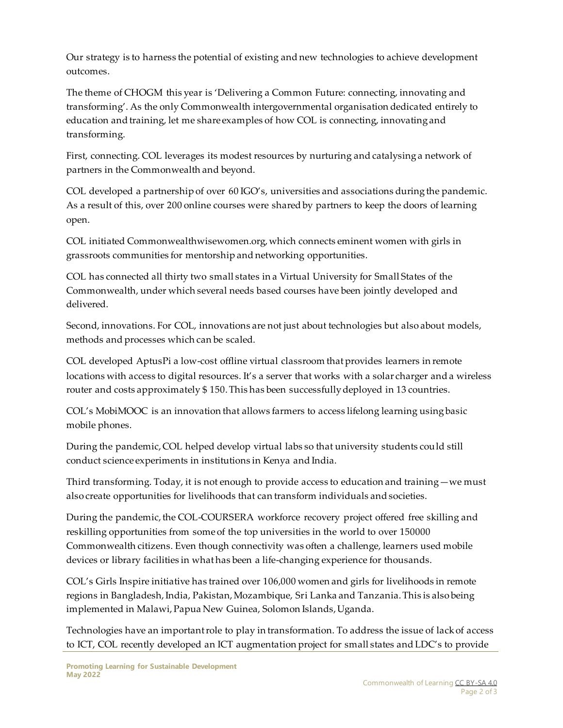Our strategy is to harness the potential of existing and new technologies to achieve development outcomes.

The theme of CHOGM this year is 'Delivering a Common Future: connecting, innovating and transforming'. As the only Commonwealth intergovernmental organisation dedicated entirely to education and training, let me share examples of how COL is connecting, innovating and transforming.

First, connecting. COL leverages its modest resources by nurturing and catalysing a network of partners in the Commonwealth and beyond.

COL developed a partnership of over 60 IGO's, universities and associations during the pandemic. As a result of this, over 200 online courses were shared by partners to keep the doors of learning open.

COL initiated Commonwealthwisewomen.org, which connects eminent women with girls in grassroots communities for mentorship and networking opportunities.

COL has connected all thirty two small states in a Virtual University for Small States of the Commonwealth, under which several needs based courses have been jointly developed and delivered.

Second, innovations. For COL, innovations are not just about technologies but also about models, methods and processes which can be scaled.

COL developed AptusPi a low-cost offline virtual classroom that provides learners in remote locations with access to digital resources. It's a server that works with a solar charger and a wireless router and costs approximately $ 150. This has been successfully deployed in 13 countries.

COL's MobiMOOC is an innovation that allows farmers to access lifelong learning using basic mobile phones.

During the pandemic, COL helped develop virtual labs so that university students could still conduct science experiments in institutions in Kenya and India.

Third transforming. Today, it is not enough to provide access to education and training—we must also create opportunities for livelihoods that can transform individuals and societies.

During the pandemic, the COL-COURSERA workforce recovery project offered free skilling and reskilling opportunities from some of the top universities in the world to over 150000 Commonwealth citizens. Even though connectivity was often a challenge, learners used mobile devices or library facilities in what has been a life-changing experience for thousands.

COL's Girls Inspire initiative has trained over 106,000 women and girls for livelihoods in remote regions in Bangladesh, India, Pakistan, Mozambique, Sri Lanka and Tanzania. This is also being implemented in Malawi, Papua New Guinea, Solomon Islands, Uganda.

Technologies have an important role to play in transformation. To address the issue of lack of access to ICT, COL recently developed an ICT augmentation project for small states and LDC's to provide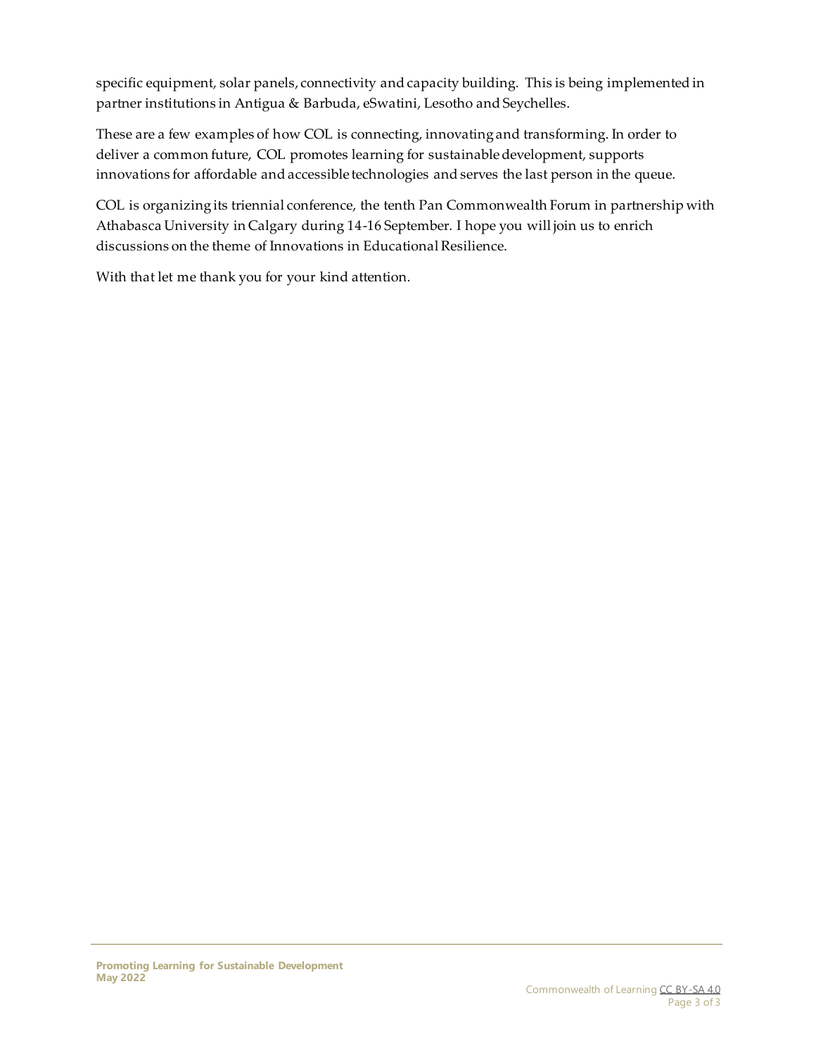specific equipment, solar panels, connectivity and capacity building. This is being implemented in partner institutions in Antigua & Barbuda, eSwatini, Lesotho and Seychelles.

These are a few examples of how COL is connecting, innovating and transforming. In order to deliver a common future, COL promotes learning for sustainable development, supports innovations for affordable and accessible technologies and serves the last person in the queue.

COL is organizing its triennial conference, the tenth Pan Commonwealth Forum in partnership with Athabasca University in Calgary during 14-16 September. I hope you will join us to enrich discussions on the theme of Innovations in Educational Resilience.

With that let me thank you for your kind attention.